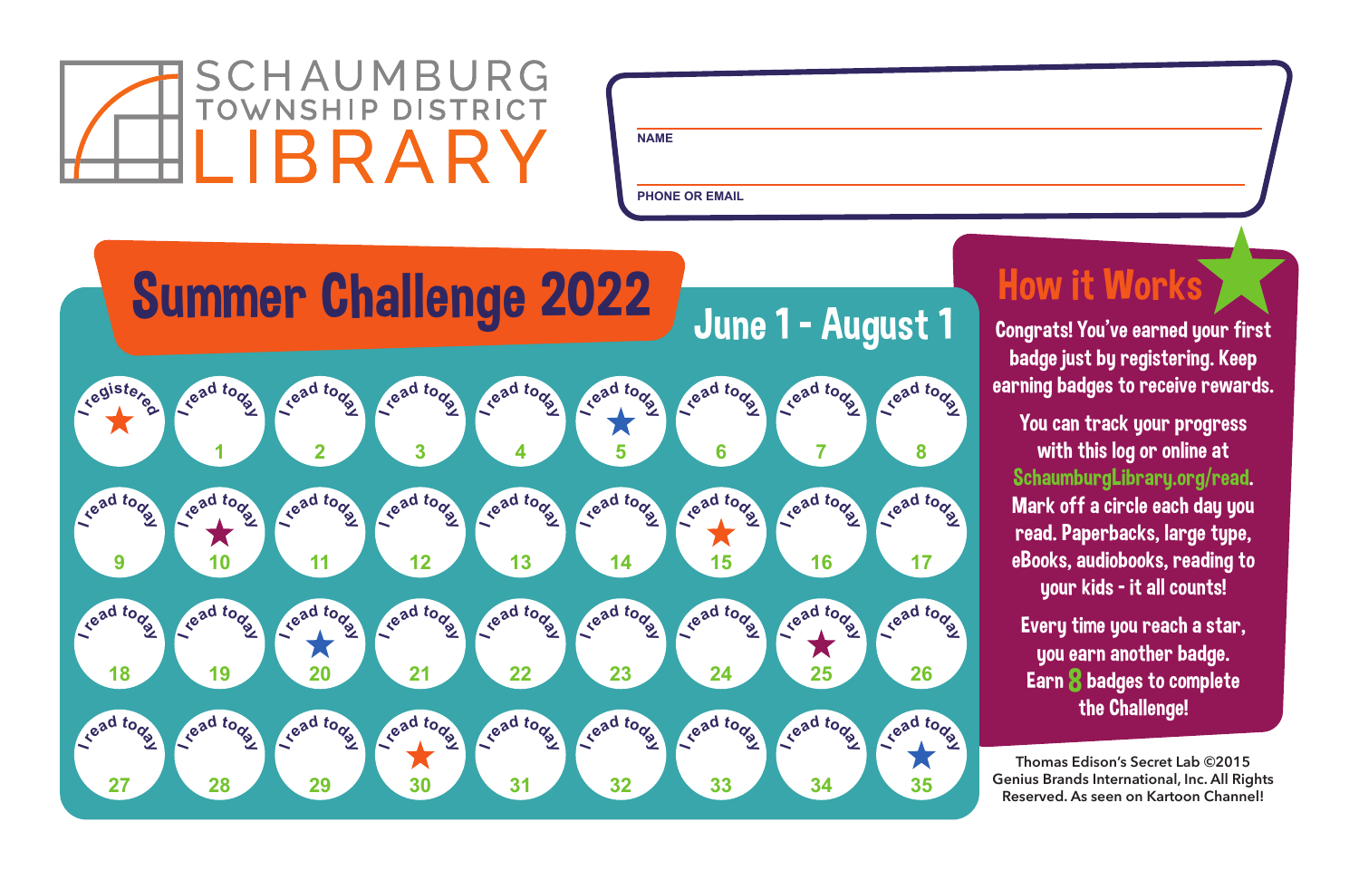# SCHAUMBURG TOWNSHIP DISTRICT LIBRARY

NAME

PHONE OR EMAIL

## Summer Challenge 2022

**June 1 - August 1**

| | | | | | | | | |
|---|---|---|---|---|---|---|---|---|
| I registered ★ | I read today 1 | I read today 2 | I read today 3 | I read today 4 | I read today ★ 5 | I read today 6 | I read today 7 | I read today 8 |
| I read today 9 | I read today ★ 10 | I read today 11 | I read today 12 | I read today 13 | I read today 14 | I read today ★ 15 | I read today 16 | I read today 17 |
| I read today 18 | I read today 19 | I read today ★ 20 | I read today 21 | I read today 22 | I read today 23 | I read today 24 | I read today ★ 25 | I read today 26 |
| I read today 27 | I read today 28 | I read today 29 | I read today ★ 30 | I read today 31 | I read today 32 | I read today 33 | I read today 34 | I read today ★ 35 |

## How it Works

Congrats! You've earned your first badge just by registering. Keep earning badges to receive rewards.

You can track your progress with this log or online at SchaumburgLibrary.org/read. Mark off a circle each day you read. Paperbacks, large type, eBooks, audiobooks, reading to your kids - it all counts!

Every time you reach a star, you earn another badge. Earn 8 badges to complete the Challenge!

Thomas Edison's Secret Lab ©2015 Genius Brands International, Inc. All Rights Reserved. As seen on Kartoon Channel!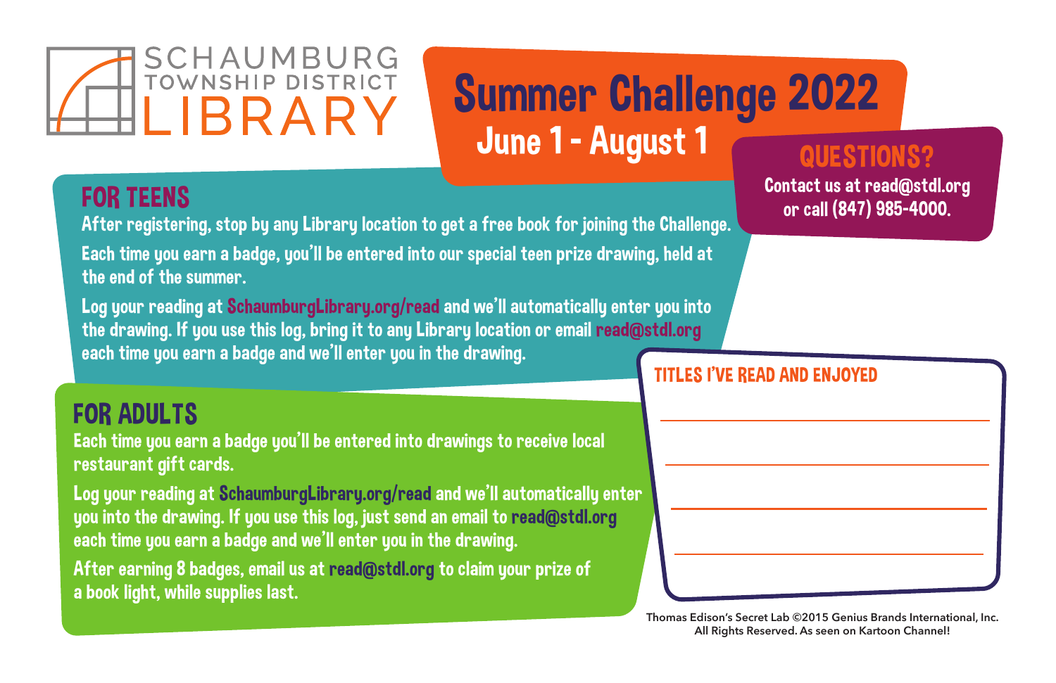# SCHAUMBURG TOWNSHIP DISTRICT LIBRARY

# Summer Challenge 2022

## June 1 - August 1

## QUESTIONS?

Contact us at read@stdl.org or call (847) 985-4000.

## FOR TEENS

After registering, stop by any Library location to get a free book for joining the Challenge.

Each time you earn a badge, you'll be entered into our special teen prize drawing, held at the end of the summer.

Log your reading at SchaumburgLibrary.org/read and we'll automatically enter you into the drawing. If you use this log, bring it to any Library location or email read@stdl.org each time you earn a badge and we'll enter you in the drawing.

## FOR ADULTS

Each time you earn a badge you'll be entered into drawings to receive local restaurant gift cards.

Log your reading at SchaumburgLibrary.org/read and we'll automatically enter you into the drawing. If you use this log, just send an email to read@stdl.org each time you earn a badge and we'll enter you in the drawing.

After earning 8 badges, email us at read@stdl.org to claim your prize of a book light, while supplies last.

## TITLES I'VE READ AND ENJOYED

______________________________

______________________________

______________________________

______________________________

Thomas Edison's Secret Lab ©2015 Genius Brands International, Inc. All Rights Reserved. As seen on Kartoon Channel!